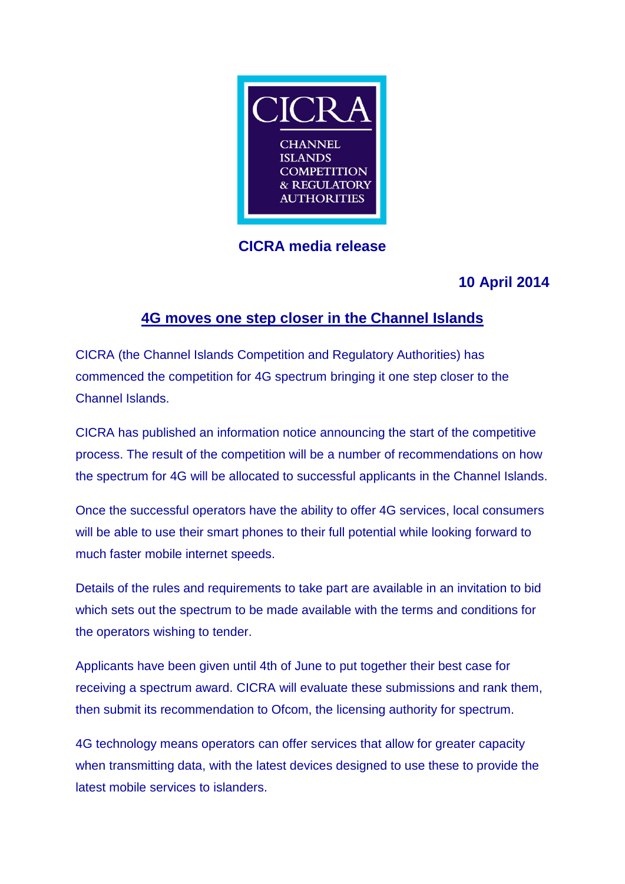CICRA

CHANNEL ISLANDS COMPETITION & REGULATORY AUTHORITIES

**CICRA media release**

**10 April 2014**

## 4G moves one step closer in the Channel Islands

CICRA (the Channel Islands Competition and Regulatory Authorities) has commenced the competition for 4G spectrum bringing it one step closer to the Channel Islands.

CICRA has published an information notice announcing the start of the competitive process. The result of the competition will be a number of recommendations on how the spectrum for 4G will be allocated to successful applicants in the Channel Islands.

Once the successful operators have the ability to offer 4G services, local consumers will be able to use their smart phones to their full potential while looking forward to much faster mobile internet speeds.

Details of the rules and requirements to take part are available in an invitation to bid which sets out the spectrum to be made available with the terms and conditions for the operators wishing to tender.

Applicants have been given until 4th of June to put together their best case for receiving a spectrum award. CICRA will evaluate these submissions and rank them, then submit its recommendation to Ofcom, the licensing authority for spectrum.

4G technology means operators can offer services that allow for greater capacity when transmitting data, with the latest devices designed to use these to provide the latest mobile services to islanders.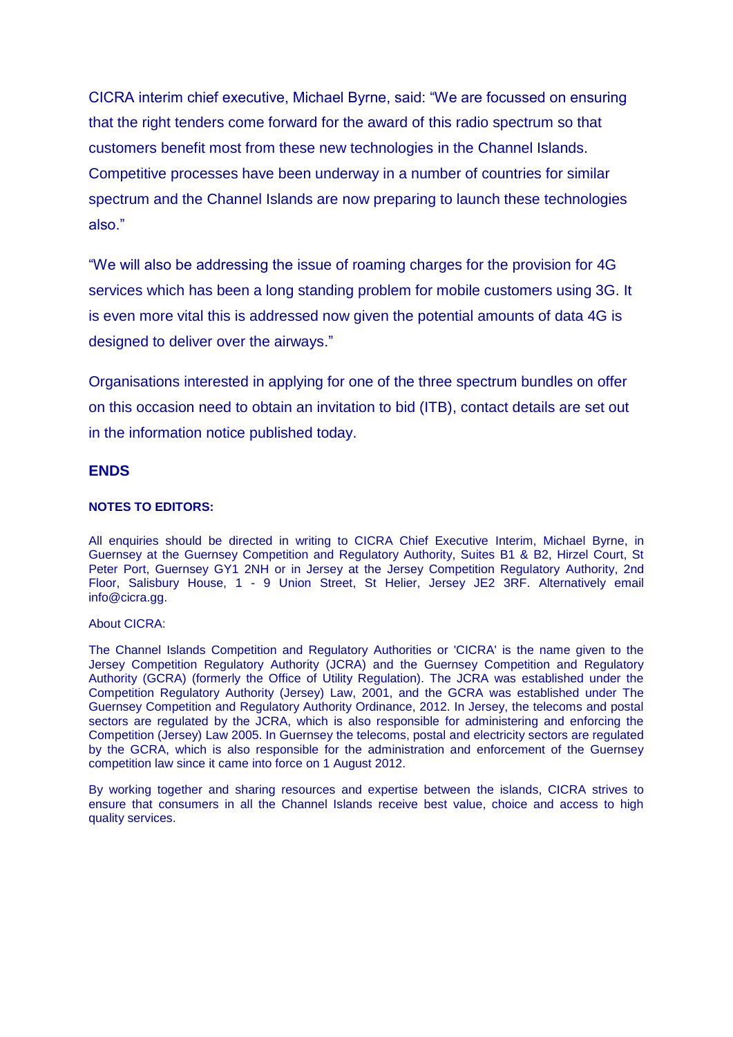CICRA interim chief executive, Michael Byrne, said: "We are focussed on ensuring that the right tenders come forward for the award of this radio spectrum so that customers benefit most from these new technologies in the Channel Islands. Competitive processes have been underway in a number of countries for similar spectrum and the Channel Islands are now preparing to launch these technologies also."

"We will also be addressing the issue of roaming charges for the provision for 4G services which has been a long standing problem for mobile customers using 3G. It is even more vital this is addressed now given the potential amounts of data 4G is designed to deliver over the airways."

Organisations interested in applying for one of the three spectrum bundles on offer on this occasion need to obtain an invitation to bid (ITB), contact details are set out in the information notice published today.

**ENDS**

**NOTES TO EDITORS:**

All enquiries should be directed in writing to CICRA Chief Executive Interim, Michael Byrne, in Guernsey at the Guernsey Competition and Regulatory Authority, Suites B1 & B2, Hirzel Court, St Peter Port, Guernsey GY1 2NH or in Jersey at the Jersey Competition Regulatory Authority, 2nd Floor, Salisbury House, 1 - 9 Union Street, St Helier, Jersey JE2 3RF. Alternatively email info@cicra.gg.

About CICRA:

The Channel Islands Competition and Regulatory Authorities or 'CICRA' is the name given to the Jersey Competition Regulatory Authority (JCRA) and the Guernsey Competition and Regulatory Authority (GCRA) (formerly the Office of Utility Regulation). The JCRA was established under the Competition Regulatory Authority (Jersey) Law, 2001, and the GCRA was established under The Guernsey Competition and Regulatory Authority Ordinance, 2012. In Jersey, the telecoms and postal sectors are regulated by the JCRA, which is also responsible for administering and enforcing the Competition (Jersey) Law 2005. In Guernsey the telecoms, postal and electricity sectors are regulated by the GCRA, which is also responsible for the administration and enforcement of the Guernsey competition law since it came into force on 1 August 2012.

By working together and sharing resources and expertise between the islands, CICRA strives to ensure that consumers in all the Channel Islands receive best value, choice and access to high quality services.